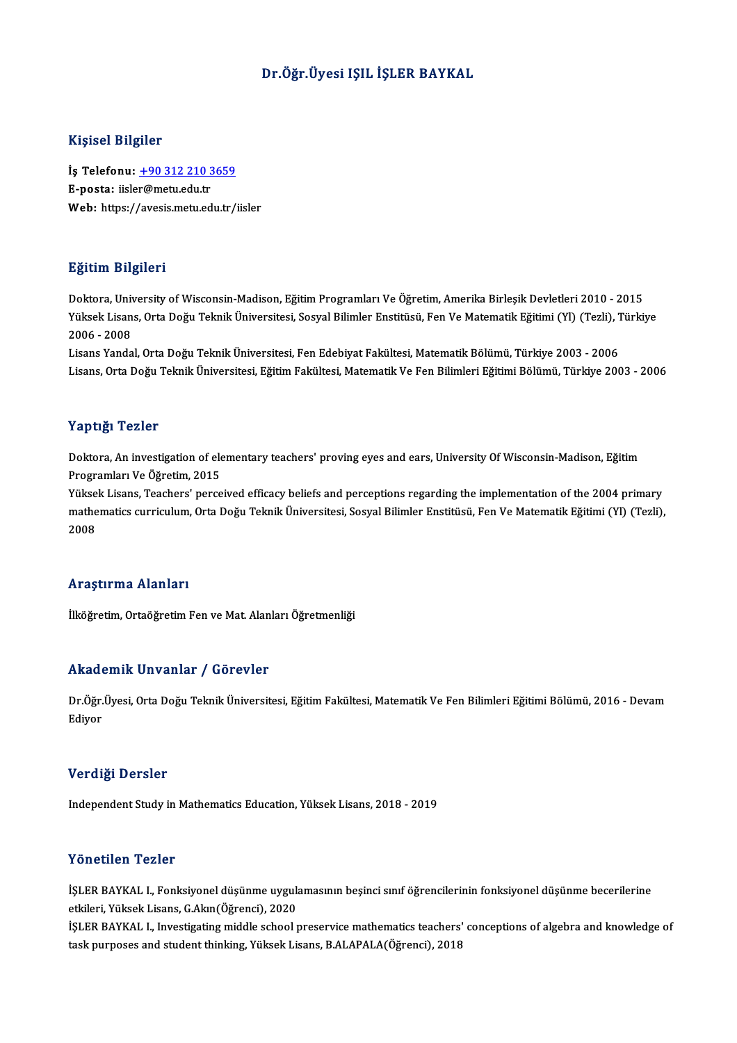# Dr.Öğr.Üyesi IŞIL İŞLER BAYKAL

## Kişisel Bilgiler

**İş Telefonu:** +90 312 210 3659
**E-posta:** iisler@metu.edu.tr
**Web:** https://avesis.metu.edu.tr/iisler

## Eğitim Bilgileri

Doktora, University of Wisconsin-Madison, Eğitim Programları Ve Öğretim, Amerika Birleşik Devletleri 2010 - 2015
Yüksek Lisans, Orta Doğu Teknik Üniversitesi, Sosyal Bilimler Enstitüsü, Fen Ve Matematik Eğitimi (Yl) (Tezli), Türkiye 2006 - 2008
Lisans Yandal, Orta Doğu Teknik Üniversitesi, Fen Edebiyat Fakültesi, Matematik Bölümü, Türkiye 2003 - 2006
Lisans, Orta Doğu Teknik Üniversitesi, Eğitim Fakültesi, Matematik Ve Fen Bilimleri Eğitimi Bölümü, Türkiye 2003 - 2006

## Yaptığı Tezler

Doktora, An investigation of elementary teachers' proving eyes and ears, University Of Wisconsin-Madison, Eğitim Programları Ve Öğretim, 2015
Yüksek Lisans, Teachers' perceived efficacy beliefs and perceptions regarding the implementation of the 2004 primary mathematics curriculum, Orta Doğu Teknik Üniversitesi, Sosyal Bilimler Enstitüsü, Fen Ve Matematik Eğitimi (Yl) (Tezli), 2008

## Araştırma Alanları

İlköğretim, Ortaöğretim Fen ve Mat. Alanları Öğretmenliği

## Akademik Unvanlar / Görevler

Dr.Öğr.Üyesi, Orta Doğu Teknik Üniversitesi, Eğitim Fakültesi, Matematik Ve Fen Bilimleri Eğitimi Bölümü, 2016 - Devam Ediyor

## Verdiği Dersler

Independent Study in Mathematics Education, Yüksek Lisans, 2018 - 2019

## Yönetilen Tezler

İŞLER BAYKAL I., Fonksiyonel düşünme uygulamasının beşinci sınıf öğrencilerinin fonksiyonel düşünme becerilerine etkileri, Yüksek Lisans, G.Akın(Öğrenci), 2020
İŞLER BAYKAL I., Investigating middle school preservice mathematics teachers' conceptions of algebra and knowledge of task purposes and student thinking, Yüksek Lisans, B.ALAPALA(Öğrenci), 2018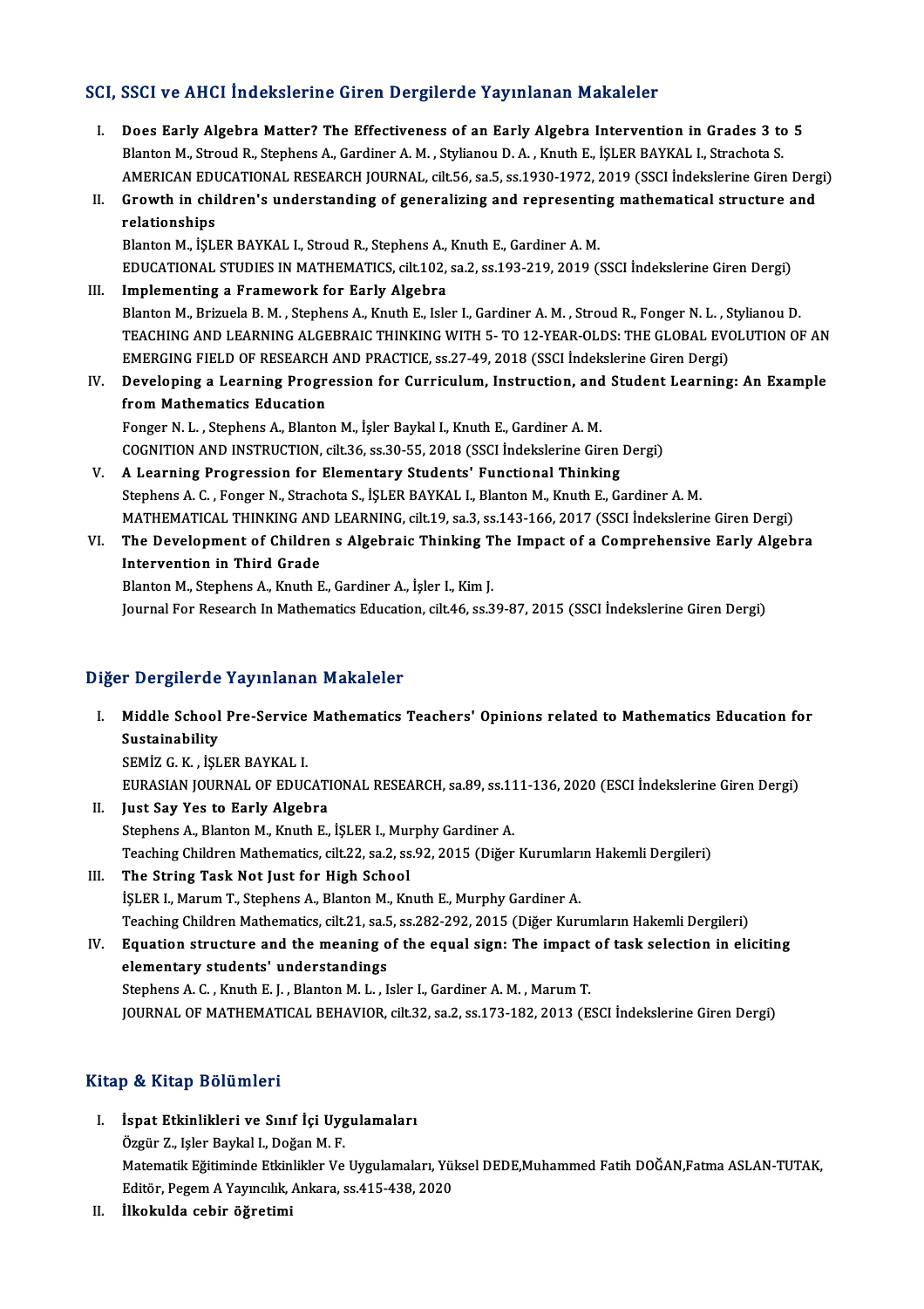## SCI, SSCI ve AHCI İndekslerine Giren Dergilerde Yayınlanan Makaleler

I. **Does Early Algebra Matter? The Effectiveness of an Early Algebra Intervention in Grades 3 to 5**
   Blanton M., Stroud R., Stephens A., Gardiner A. M. , Stylianou D. A. , Knuth E., İŞLER BAYKAL I., Strachota S.
   AMERICAN EDUCATIONAL RESEARCH JOURNAL, cilt.56, sa.5, ss.1930-1972, 2019 (SSCI İndekslerine Giren Dergi)
II. **Growth in children's understanding of generalizing and representing mathematical structure and relationships**
   Blanton M., İŞLER BAYKAL I., Stroud R., Stephens A., Knuth E., Gardiner A. M.
   EDUCATIONAL STUDIES IN MATHEMATICS, cilt.102, sa.2, ss.193-219, 2019 (SSCI İndekslerine Giren Dergi)
III. **Implementing a Framework for Early Algebra**
   Blanton M., Brizuela B. M. , Stephens A., Knuth E., Isler I., Gardiner A. M. , Stroud R., Fonger N. L. , Stylianou D.
   TEACHING AND LEARNING ALGEBRAIC THINKING WITH 5- TO 12-YEAR-OLDS: THE GLOBAL EVOLUTION OF AN EMERGING FIELD OF RESEARCH AND PRACTICE, ss.27-49, 2018 (SSCI İndekslerine Giren Dergi)
IV. **Developing a Learning Progression for Curriculum, Instruction, and Student Learning: An Example from Mathematics Education**
   Fonger N. L. , Stephens A., Blanton M., İşler Baykal I., Knuth E., Gardiner A. M.
   COGNITION AND INSTRUCTION, cilt.36, ss.30-55, 2018 (SSCI İndekslerine Giren Dergi)
V. **A Learning Progression for Elementary Students' Functional Thinking**
   Stephens A. C. , Fonger N., Strachota S., İŞLER BAYKAL I., Blanton M., Knuth E., Gardiner A. M.
   MATHEMATICAL THINKING AND LEARNING, cilt.19, sa.3, ss.143-166, 2017 (SSCI İndekslerine Giren Dergi)
VI. **The Development of Children s Algebraic Thinking The Impact of a Comprehensive Early Algebra Intervention in Third Grade**
   Blanton M., Stephens A., Knuth E., Gardiner A., İşler I., Kim J.
   Journal For Research In Mathematics Education, cilt.46, ss.39-87, 2015 (SSCI İndekslerine Giren Dergi)

## Diğer Dergilerde Yayınlanan Makaleler

I. **Middle School Pre-Service Mathematics Teachers' Opinions related to Mathematics Education for Sustainability**
   SEMİZ G. K. , İŞLER BAYKAL I.
   EURASIAN JOURNAL OF EDUCATIONAL RESEARCH, sa.89, ss.111-136, 2020 (ESCI İndekslerine Giren Dergi)
II. **Just Say Yes to Early Algebra**
   Stephens A., Blanton M., Knuth E., İŞLER I., Murphy Gardiner A.
   Teaching Children Mathematics, cilt.22, sa.2, ss.92, 2015 (Diğer Kurumların Hakemli Dergileri)
III. **The String Task Not Just for High School**
   İŞLER I., Marum T., Stephens A., Blanton M., Knuth E., Murphy Gardiner A.
   Teaching Children Mathematics, cilt.21, sa.5, ss.282-292, 2015 (Diğer Kurumların Hakemli Dergileri)
IV. **Equation structure and the meaning of the equal sign: The impact of task selection in eliciting elementary students' understandings**
   Stephens A. C. , Knuth E. J. , Blanton M. L. , Isler I., Gardiner A. M. , Marum T.
   JOURNAL OF MATHEMATICAL BEHAVIOR, cilt.32, sa.2, ss.173-182, 2013 (ESCI İndekslerine Giren Dergi)

## Kitap & Kitap Bölümleri

I. **İspat Etkinlikleri ve Sınıf İçi Uygulamaları**
   Özgür Z., Işler Baykal I., Doğan M. F.
   Matematik Eğitiminde Etkinlikler Ve Uygulamaları, Yüksel DEDE,Muhammed Fatih DOĞAN,Fatma ASLAN-TUTAK, Editör, Pegem A Yayıncılık, Ankara, ss.415-438, 2020
II. **İlkokulda cebir öğretimi**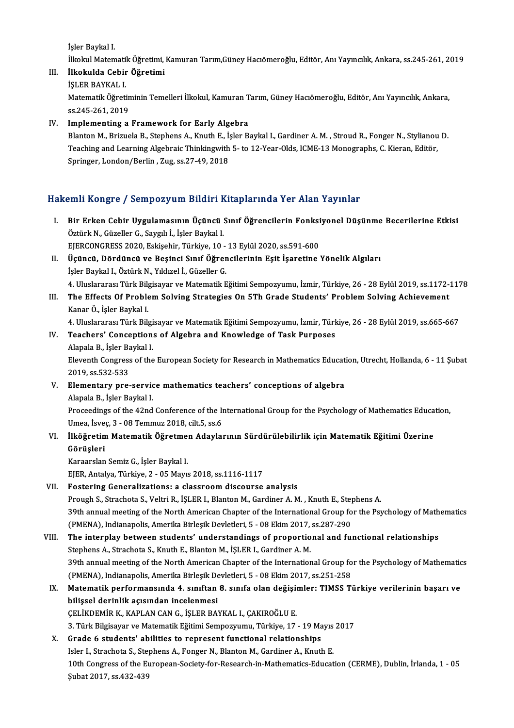İşler Baykal I.
İlkokul Matematik Öğretimi, Kamuran Tarım,Güney Hacıömeroğlu, Editör, Anı Yayıncılık, Ankara, ss.245-261, 2019

III. **İlkokulda Cebir Öğretimi**
İŞLER BAYKAL I.
Matematik Öğretiminin Temelleri İlkokul, Kamuran Tarım, Güney Hacıömeroğlu, Editör, Anı Yayıncılık, Ankara, ss.245-261, 2019

IV. **Implementing a Framework for Early Algebra**
Blanton M., Brizuela B., Stephens A., Knuth E., İşler Baykal I., Gardiner A. M. , Stroud R., Fonger N., Stylianou D.
Teaching and Learning Algebraic Thinkingwith 5- to 12-Year-Olds, ICME-13 Monographs, C. Kieran, Editör, Springer, London/Berlin , Zug, ss.27-49, 2018

## Hakemli Kongre / Sempozyum Bildiri Kitaplarında Yer Alan Yayınlar

I. **Bir Erken Cebir Uygulamasının Üçüncü Sınıf Öğrencilerin Fonksiyonel Düşünme Becerilerine Etkisi**
Öztürk N., Güzeller G., Saygılı İ., İşler Baykal I.
EJERCONGRESS 2020, Eskişehir, Türkiye, 10 - 13 Eylül 2020, ss.591-600

II. **Üçüncü, Dördüncü ve Beşinci Sınıf Öğrencilerinin Eşit İşaretine Yönelik Algıları**
İşler Baykal I., Öztürk N., Yıldızel İ., Güzeller G.
4. Uluslararası Türk Bilgisayar ve Matematik Eğitimi Sempozyumu, İzmir, Türkiye, 26 - 28 Eylül 2019, ss.1172-1178

III. **The Effects Of Problem Solving Strategies On 5Th Grade Students' Problem Solving Achievement**
Kanar Ö., İşler Baykal I.
4. Uluslararası Türk Bilgisayar ve Matematik Eğitimi Sempozyumu, İzmir, Türkiye, 26 - 28 Eylül 2019, ss.665-667

IV. **Teachers' Conceptions of Algebra and Knowledge of Task Purposes**
Alapala B., İşler Baykal I.
Eleventh Congress of the European Society for Research in Mathematics Education, Utrecht, Hollanda, 6 - 11 Şubat 2019, ss.532-533

V. **Elementary pre-service mathematics teachers' conceptions of algebra**
Alapala B., İşler Baykal I.
Proceedings of the 42nd Conference of the International Group for the Psychology of Mathematics Education, Umea, İsveç, 3 - 08 Temmuz 2018, cilt.5, ss.6

VI. **İlköğretim Matematik Öğretmen Adaylarının Sürdürülebilirlik için Matematik Eğitimi Üzerine Görüşleri**
Karaarslan Semiz G., İşler Baykal I.
EJER, Antalya, Türkiye, 2 - 05 Mayıs 2018, ss.1116-1117

VII. **Fostering Generalizations: a classroom discourse analysis**
Prough S., Strachota S., Veltri R., İŞLER I., Blanton M., Gardiner A. M. , Knuth E., Stephens A.
39th annual meeting of the North American Chapter of the International Group for the Psychology of Mathematics (PMENA), Indianapolis, Amerika Birleşik Devletleri, 5 - 08 Ekim 2017, ss.287-290

VIII. **The interplay between students' understandings of proportional and functional relationships**
Stephens A., Strachota S., Knuth E., Blanton M., İŞLER I., Gardiner A. M.
39th annual meeting of the North American Chapter of the International Group for the Psychology of Mathematics (PMENA), Indianapolis, Amerika Birleşik Devletleri, 5 - 08 Ekim 2017, ss.251-258

IX. **Matematik performansında 4. sınıftan 8. sınıfa olan değişimler: TIMSS Türkiye verilerinin başarı ve bilişsel derinlik açısından incelenmesi**
ÇELİKDEMİR K., KAPLAN CAN G., İŞLER BAYKAL I., ÇAKIROĞLU E.
3. Türk Bilgisayar ve Matematik Eğitimi Sempozyumu, Türkiye, 17 - 19 Mayıs 2017

X. **Grade 6 students' abilities to represent functional relationships**
Isler I., Strachota S., Stephens A., Fonger N., Blanton M., Gardiner A., Knuth E.
10th Congress of the European-Society-for-Research-in-Mathematics-Education (CERME), Dublin, İrlanda, 1 - 05 Şubat 2017, ss.432-439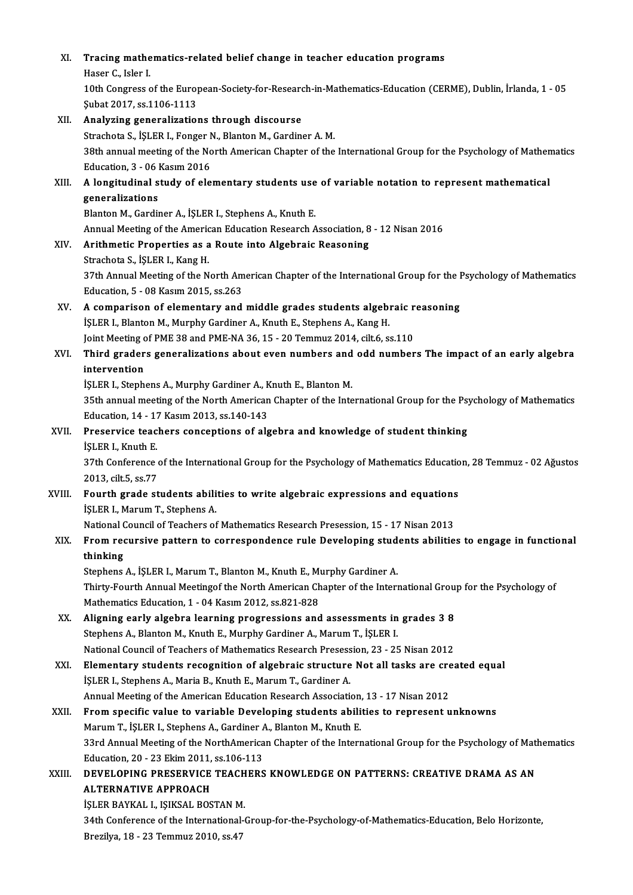XI. **Tracing mathematics-related belief change in teacher education programs**
Haser C., Isler I.
10th Congress of the European-Society-for-Research-in-Mathematics-Education (CERME), Dublin, İrlanda, 1 - 05 Şubat 2017, ss.1106-1113

XII. **Analyzing generalizations through discourse**
Strachota S., İŞLER I., Fonger N., Blanton M., Gardiner A. M.
38th annual meeting of the North American Chapter of the International Group for the Psychology of Mathematics Education, 3 - 06 Kasım 2016

XIII. **A longitudinal study of elementary students use of variable notation to represent mathematical generalizations**
Blanton M., Gardiner A., İŞLER I., Stephens A., Knuth E.
Annual Meeting of the American Education Research Association, 8 - 12 Nisan 2016

XIV. **Arithmetic Properties as a Route into Algebraic Reasoning**
Strachota S., İŞLER I., Kang H.
37th Annual Meeting of the North American Chapter of the International Group for the Psychology of Mathematics Education, 5 - 08 Kasım 2015, ss.263

XV. **A comparison of elementary and middle grades students algebraic reasoning**
İŞLER I., Blanton M., Murphy Gardiner A., Knuth E., Stephens A., Kang H.
Joint Meeting of PME 38 and PME-NA 36, 15 - 20 Temmuz 2014, cilt.6, ss.110

XVI. **Third graders generalizations about even numbers and odd numbers The impact of an early algebra intervention**
İŞLER I., Stephens A., Murphy Gardiner A., Knuth E., Blanton M.
35th annual meeting of the North American Chapter of the International Group for the Psychology of Mathematics Education, 14 - 17 Kasım 2013, ss.140-143

XVII. **Preservice teachers conceptions of algebra and knowledge of student thinking**
İŞLER I., Knuth E.
37th Conference of the International Group for the Psychology of Mathematics Education, 28 Temmuz - 02 Ağustos 2013, cilt.5, ss.77

XVIII. **Fourth grade students abilities to write algebraic expressions and equations**
İŞLER I., Marum T., Stephens A.
National Council of Teachers of Mathematics Research Presession, 15 - 17 Nisan 2013

XIX. **From recursive pattern to correspondence rule Developing students abilities to engage in functional thinking**
Stephens A., İŞLER I., Marum T., Blanton M., Knuth E., Murphy Gardiner A.
Thirty-Fourth Annual Meetingof the North American Chapter of the International Group for the Psychology of Mathematics Education, 1 - 04 Kasım 2012, ss.821-828

XX. **Aligning early algebra learning progressions and assessments in grades 3 8**
Stephens A., Blanton M., Knuth E., Murphy Gardiner A., Marum T., İŞLER I.
National Council of Teachers of Mathematics Research Presession, 23 - 25 Nisan 2012

XXI. **Elementary students recognition of algebraic structure Not all tasks are created equal**
İŞLER I., Stephens A., Maria B., Knuth E., Marum T., Gardiner A.
Annual Meeting of the American Education Research Association, 13 - 17 Nisan 2012

XXII. **From specific value to variable Developing students abilities to represent unknowns**
Marum T., İŞLER I., Stephens A., Gardiner A., Blanton M., Knuth E.
33rd Annual Meeting of the NorthAmerican Chapter of the International Group for the Psychology of Mathematics Education, 20 - 23 Ekim 2011, ss.106-113

XXIII. **DEVELOPING PRESERVICE TEACHERS KNOWLEDGE ON PATTERNS: CREATIVE DRAMA AS AN ALTERNATIVE APPROACH**
İŞLER BAYKAL I., IŞIKSAL BOSTAN M.
34th Conference of the International-Group-for-the-Psychology-of-Mathematics-Education, Belo Horizonte, Brezilya, 18 - 23 Temmuz 2010, ss.47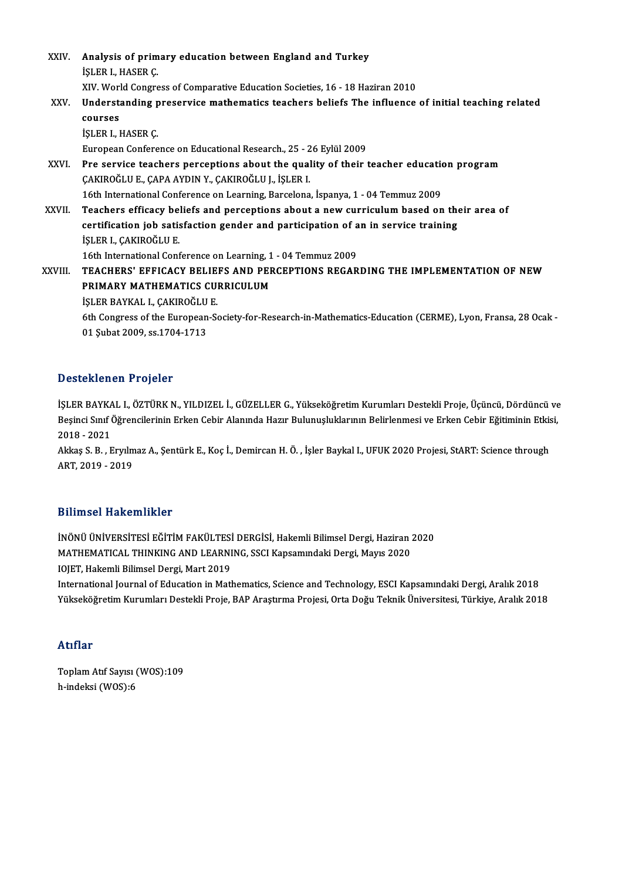XXIV. **Analysis of primary education between England and Turkey**
İŞLER I., HASER Ç.
XIV. World Congress of Comparative Education Societies, 16 - 18 Haziran 2010

XXV. **Understanding preservice mathematics teachers beliefs The influence of initial teaching related courses**
İŞLER I., HASER Ç.
European Conference on Educational Research., 25 - 26 Eylül 2009

XXVI. **Pre service teachers perceptions about the quality of their teacher education program**
ÇAKIROĞLU E., ÇAPA AYDIN Y., ÇAKIROĞLU J., İŞLER I.
16th International Conference on Learning, Barcelona, İspanya, 1 - 04 Temmuz 2009

XXVII. **Teachers efficacy beliefs and perceptions about a new curriculum based on their area of certification job satisfaction gender and participation of an in service training**
İŞLER I., ÇAKIROĞLU E.
16th International Conference on Learning, 1 - 04 Temmuz 2009

XXVIII. **TEACHERS' EFFICACY BELIEFS AND PERCEPTIONS REGARDING THE IMPLEMENTATION OF NEW PRIMARY MATHEMATICS CURRICULUM**
İŞLER BAYKAL I., ÇAKIROĞLU E.
6th Congress of the European-Society-for-Research-in-Mathematics-Education (CERME), Lyon, Fransa, 28 Ocak - 01 Şubat 2009, ss.1704-1713

## Desteklenen Projeler

İŞLER BAYKAL I., ÖZTÜRK N., YILDIZEL İ., GÜZELLER G., Yükseköğretim Kurumları Destekli Proje, Üçüncü, Dördüncü ve Beşinci Sınıf Öğrencilerinin Erken Cebir Alanında Hazır Bulunuşluklarının Belirlenmesi ve Erken Cebir Eğitiminin Etkisi, 2018 - 2021

Akkaş S. B. , Eryılmaz A., Şentürk E., Koç İ., Demircan H. Ö. , İşler Baykal I., UFUK 2020 Projesi, StART: Science through ART, 2019 - 2019

## Bilimsel Hakemlikler

İNÖNÜ ÜNİVERSİTESİ EĞİTİM FAKÜLTESİ DERGİSİ, Hakemli Bilimsel Dergi, Haziran 2020
MATHEMATICAL THINKING AND LEARNING, SSCI Kapsamındaki Dergi, Mayıs 2020
IOJET, Hakemli Bilimsel Dergi, Mart 2019
International Journal of Education in Mathematics, Science and Technology, ESCI Kapsamındaki Dergi, Aralık 2018
Yükseköğretim Kurumları Destekli Proje, BAP Araştırma Projesi, Orta Doğu Teknik Üniversitesi, Türkiye, Aralık 2018

## Atıflar

Toplam Atıf Sayısı (WOS):109
h-indeksi (WOS):6